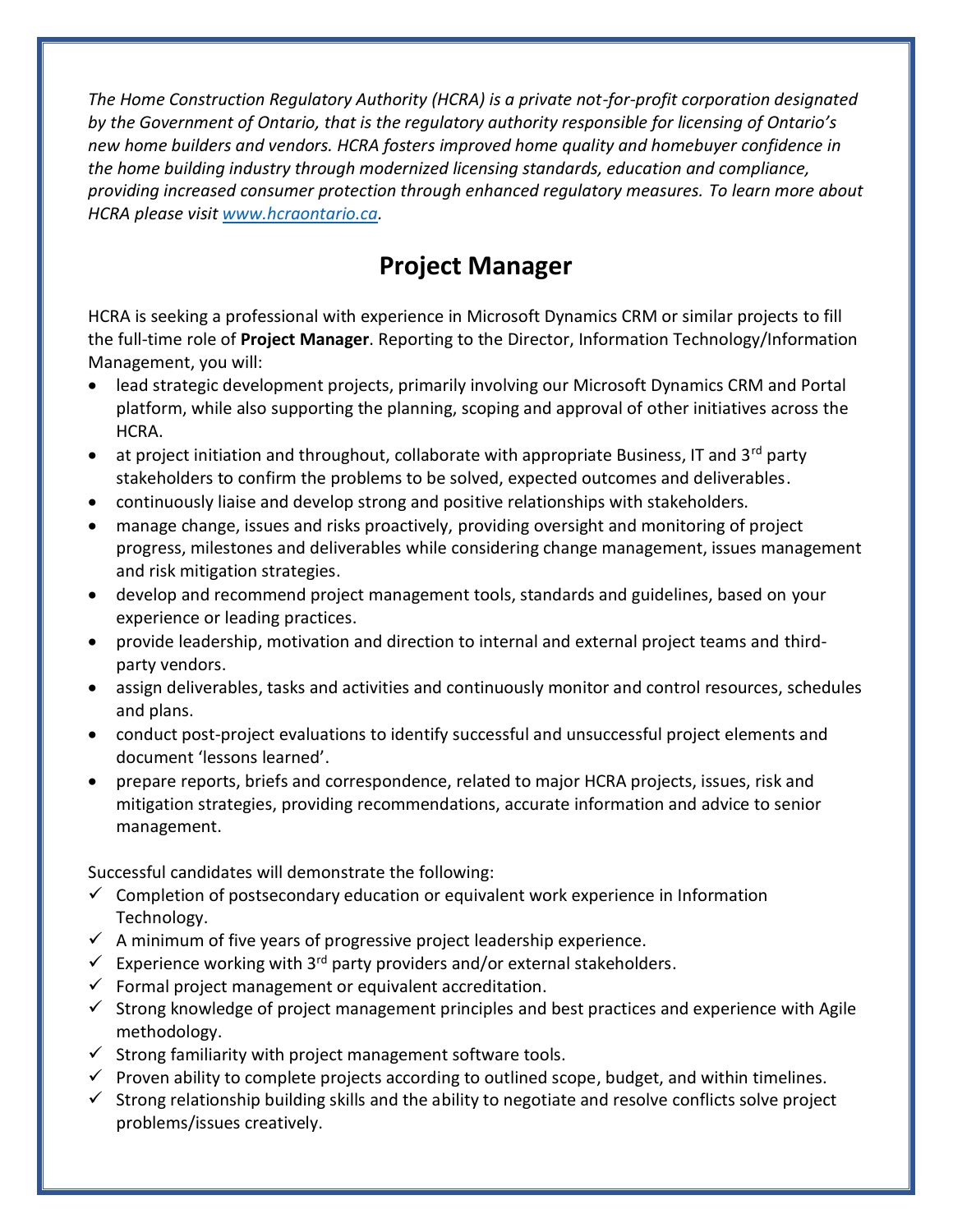*The Home Construction Regulatory Authority (HCRA) is a private not-for-profit corporation designated by the Government of Ontario, that is the regulatory authority responsible for licensing of Ontario's new home builders and vendors. HCRA fosters improved home quality and homebuyer confidence in the home building industry through modernized licensing standards, education and compliance, providing increased consumer protection through enhanced regulatory measures. To learn more about HCRA please visit [www.hcraontario.ca](http://www.hcraontario.ca).*

# Project Manager

HCRA is seeking a professional with experience in Microsoft Dynamics CRM or similar projects to fill the full-time role of **Project Manager**. Reporting to the Director, Information Technology/Information Management, you will:

- lead strategic development projects, primarily involving our Microsoft Dynamics CRM and Portal platform, while also supporting the planning, scoping and approval of other initiatives across the HCRA.
- at project initiation and throughout, collaborate with appropriate Business, IT and 3rd party stakeholders to confirm the problems to be solved, expected outcomes and deliverables.
- continuously liaise and develop strong and positive relationships with stakeholders.
- manage change, issues and risks proactively, providing oversight and monitoring of project progress, milestones and deliverables while considering change management, issues management and risk mitigation strategies.
- develop and recommend project management tools, standards and guidelines, based on your experience or leading practices.
- provide leadership, motivation and direction to internal and external project teams and third-party vendors.
- assign deliverables, tasks and activities and continuously monitor and control resources, schedules and plans.
- conduct post-project evaluations to identify successful and unsuccessful project elements and document 'lessons learned'.
- prepare reports, briefs and correspondence, related to major HCRA projects, issues, risk and mitigation strategies, providing recommendations, accurate information and advice to senior management.

Successful candidates will demonstrate the following:

- ✓ Completion of postsecondary education or equivalent work experience in Information Technology.
- ✓ A minimum of five years of progressive project leadership experience.
- ✓ Experience working with 3rd party providers and/or external stakeholders.
- ✓ Formal project management or equivalent accreditation.
- ✓ Strong knowledge of project management principles and best practices and experience with Agile methodology.
- ✓ Strong familiarity with project management software tools.
- ✓ Proven ability to complete projects according to outlined scope, budget, and within timelines.
- ✓ Strong relationship building skills and the ability to negotiate and resolve conflicts solve project problems/issues creatively.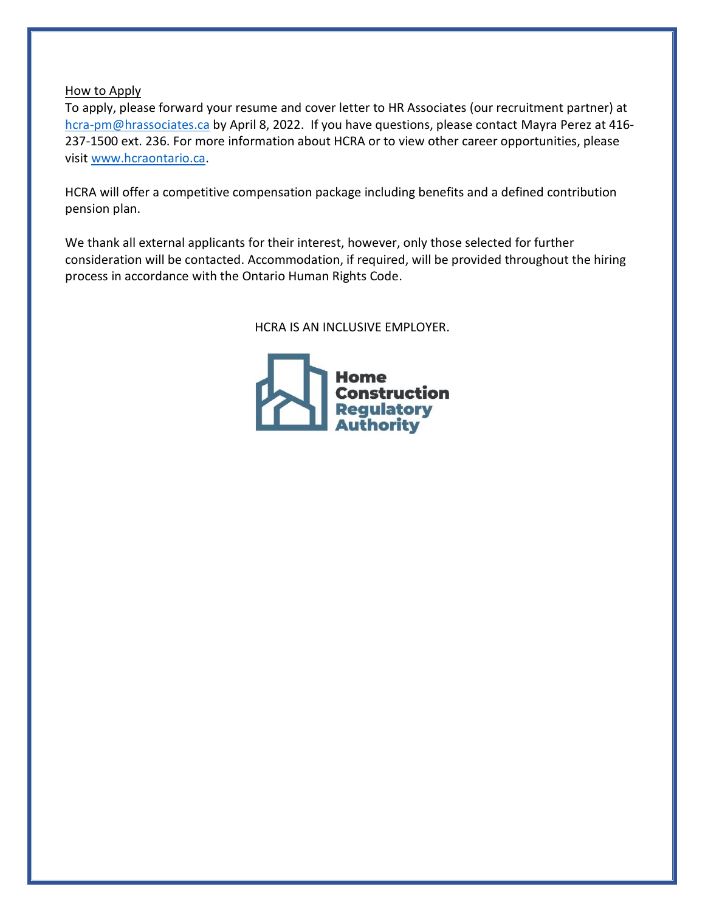## How to Apply

To apply, please forward your resume and cover letter to HR Associates (our recruitment partner) at hcra-pm@hrassociates.ca by April 8, 2022. If you have questions, please contact Mayra Perez at 416-237-1500 ext. 236. For more information about HCRA or to view other career opportunities, please visit www.hcraontario.ca.

HCRA will offer a competitive compensation package including benefits and a defined contribution pension plan.

We thank all external applicants for their interest, however, only those selected for further consideration will be contacted. Accommodation, if required, will be provided throughout the hiring process in accordance with the Ontario Human Rights Code.

HCRA IS AN INCLUSIVE EMPLOYER.

Home Construction Regulatory Authority